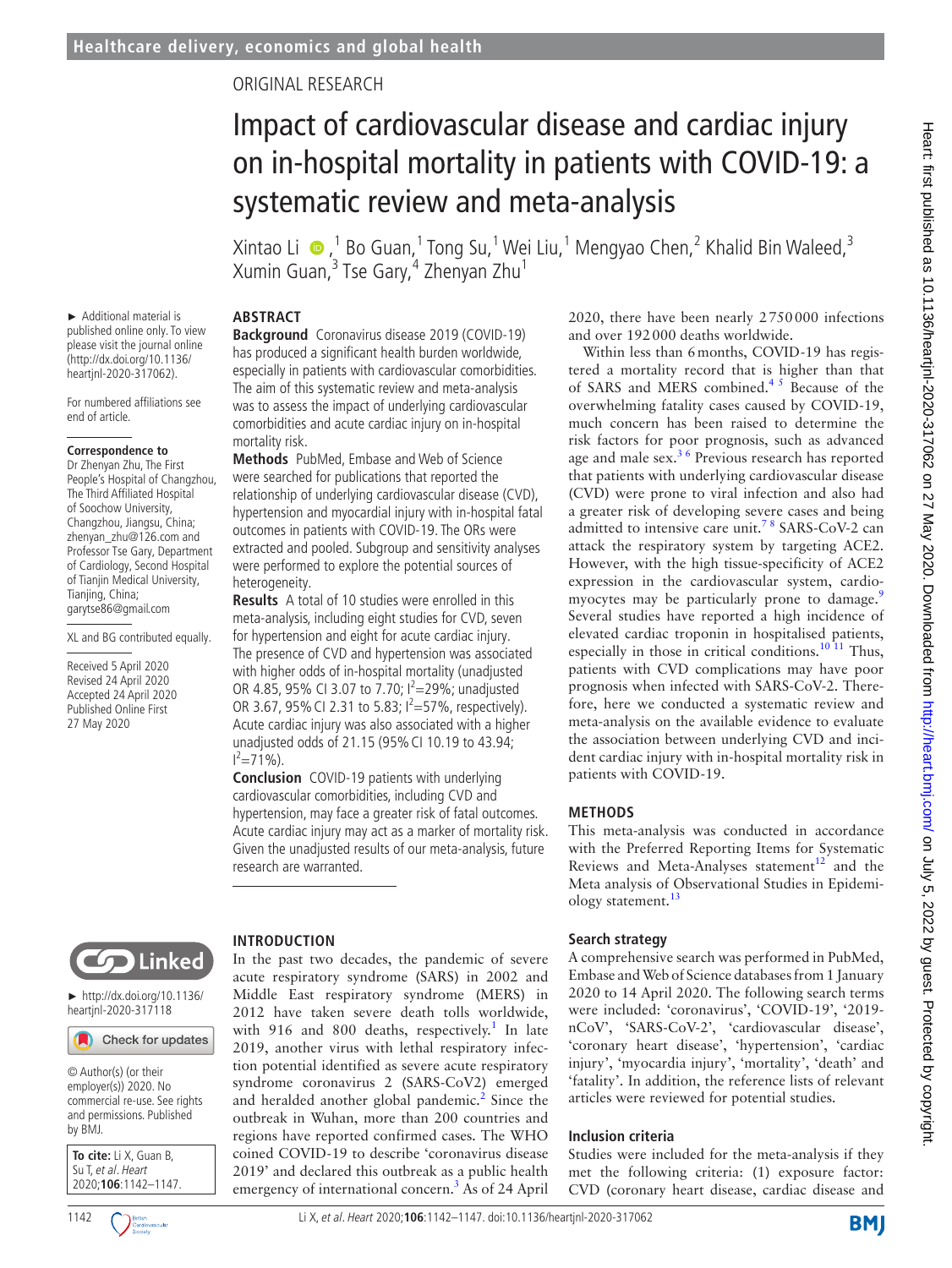ORIGINAL RESEARCH

# Impact of cardiovascular disease and cardiac injury on in-hospital mortality in patients with COVID-19: a systematic review and meta-analysis

Xintao Li,[1] Bo Guan,[1] Tong Su,[1] Wei Liu,[1] Mengyao Chen,[2] Khalid Bin Waleed,[3] Xumin Guan,[3] Tse Gary,[4] Zhenyan Zhu[1]

► Additional material is published online only. To view please visit the journal online (http://dx.doi.org/10.1136/heartjnl-2020-317062).

For numbered affiliations see end of article.

**Correspondence to**
Dr Zhenyan Zhu, The First People's Hospital of Changzhou, The Third Affiliated Hospital of Soochow University, Changzhou, Jiangsu, China; zhenyan_zhu@126.com and Professor Tse Gary, Department of Cardiology, Second Hospital of Tianjin Medical University, Tianjing, China; garytse86@gmail.com

XL and BG contributed equally.

Received 5 April 2020
Revised 24 April 2020
Accepted 24 April 2020
Published Online First 27 May 2020

► http://dx.doi.org/10.1136/heartjnl-2020-317118

© Author(s) (or their employer(s)) 2020. No commercial re-use. See rights and permissions. Published by BMJ.

**To cite:** Li X, Guan B, Su T, *et al*. *Heart* 2020;**106**:1142–1147.

## ABSTRACT

**Background** Coronavirus disease 2019 (COVID-19) has produced a significant health burden worldwide, especially in patients with cardiovascular comorbidities. The aim of this systematic review and meta-analysis was to assess the impact of underlying cardiovascular comorbidities and acute cardiac injury on in-hospital mortality risk.

**Methods** PubMed, Embase and Web of Science were searched for publications that reported the relationship of underlying cardiovascular disease (CVD), hypertension and myocardial injury with in-hospital fatal outcomes in patients with COVID-19. The ORs were extracted and pooled. Subgroup and sensitivity analyses were performed to explore the potential sources of heterogeneity.

**Results** A total of 10 studies were enrolled in this meta-analysis, including eight studies for CVD, seven for hypertension and eight for acute cardiac injury. The presence of CVD and hypertension was associated with higher odds of in-hospital mortality (unadjusted OR 4.85, 95% CI 3.07 to 7.70; $I^2$=29%; unadjusted OR 3.67, 95% CI 2.31 to 5.83; $I^2$=57%, respectively). Acute cardiac injury was also associated with a higher unadjusted odds of 21.15 (95% CI 10.19 to 43.94; $I^2$=71%).

**Conclusion** COVID-19 patients with underlying cardiovascular comorbidities, including CVD and hypertension, may face a greater risk of fatal outcomes. Acute cardiac injury may act as a marker of mortality risk. Given the unadjusted results of our meta-analysis, future research are warranted.

## INTRODUCTION

In the past two decades, the pandemic of severe acute respiratory syndrome (SARS) in 2002 and Middle East respiratory syndrome (MERS) in 2012 have taken severe death tolls worldwide, with 916 and 800 deaths, respectively.[1] In late 2019, another virus with lethal respiratory infection potential identified as severe acute respiratory syndrome coronavirus 2 (SARS-CoV2) emerged and heralded another global pandemic.[2] Since the outbreak in Wuhan, more than 200 countries and regions have reported confirmed cases. The WHO coined COVID-19 to describe 'coronavirus disease 2019' and declared this outbreak as a public health emergency of international concern.[3] As of 24 April 2020, there have been nearly 2750000 infections and over 192000 deaths worldwide.

Within less than 6 months, COVID-19 has registered a mortality record that is higher than that of SARS and MERS combined.[4 5] Because of the overwhelming fatality cases caused by COVID-19, much concern has been raised to determine the risk factors for poor prognosis, such as advanced age and male sex.[3 6] Previous research has reported that patients with underlying cardiovascular disease (CVD) were prone to viral infection and also had a greater risk of developing severe cases and being admitted to intensive care unit.[7 8] SARS-CoV-2 can attack the respiratory system by targeting ACE2. However, with the high tissue-specificity of ACE2 expression in the cardiovascular system, cardiomyocytes may be particularly prone to damage.[9] Several studies have reported a high incidence of elevated cardiac troponin in hospitalised patients, especially in those in critical conditions.[10 11] Thus, patients with CVD complications may have poor prognosis when infected with SARS-CoV-2. Therefore, here we conducted a systematic review and meta-analysis on the available evidence to evaluate the association between underlying CVD and incident cardiac injury with in-hospital mortality risk in patients with COVID-19.

## METHODS

This meta-analysis was conducted in accordance with the Preferred Reporting Items for Systematic Reviews and Meta-Analyses statement[12] and the Meta analysis of Observational Studies in Epidemiology statement.[13]

### Search strategy

A comprehensive search was performed in PubMed, Embase and Web of Science databases from 1 January 2020 to 14 April 2020. The following search terms were included: 'coronavirus', 'COVID-19', '2019-nCoV', 'SARS-CoV-2', 'cardiovascular disease', 'coronary heart disease', 'hypertension', 'cardiac injury', 'myocardia injury', 'mortality', 'death' and 'fatality'. In addition, the reference lists of relevant articles were reviewed for potential studies.

### Inclusion criteria

Studies were included for the meta-analysis if they met the following criteria: (1) exposure factor: CVD (coronary heart disease, cardiac disease and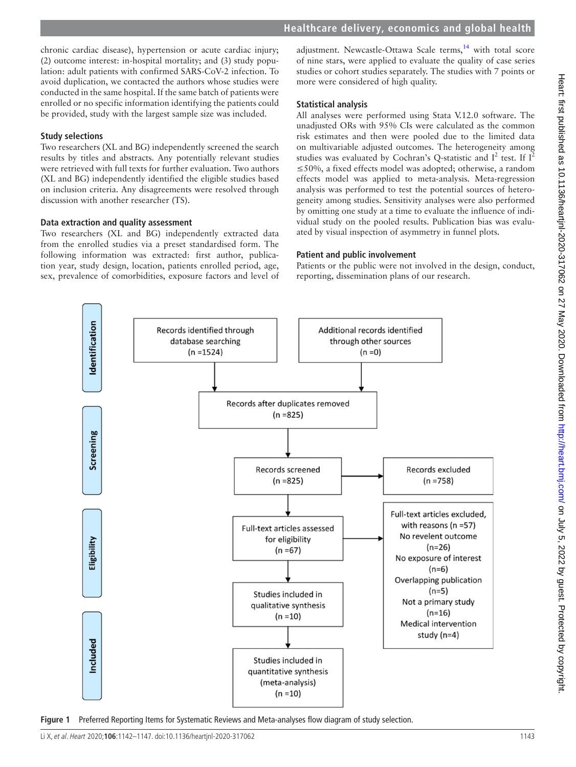chronic cardiac disease), hypertension or acute cardiac injury; (2) outcome interest: in-hospital mortality; and (3) study population: adult patients with confirmed SARS-CoV-2 infection. To avoid duplication, we contacted the authors whose studies were conducted in the same hospital. If the same batch of patients were enrolled or no specific information identifying the patients could be provided, study with the largest sample size was included.

### Study selections

Two researchers (XL and BG) independently screened the search results by titles and abstracts. Any potentially relevant studies were retrieved with full texts for further evaluation. Two authors (XL and BG) independently identified the eligible studies based on inclusion criteria. Any disagreements were resolved through discussion with another researcher (TS).

### Data extraction and quality assessment

Two researchers (XL and BG) independently extracted data from the enrolled studies via a preset standardised form. The following information was extracted: first author, publication year, study design, location, patients enrolled period, age, sex, prevalence of comorbidities, exposure factors and level of adjustment. Newcastle-Ottawa Scale terms,[14] with total score of nine stars, were applied to evaluate the quality of case series studies or cohort studies separately. The studies with 7 points or more were considered of high quality.

### Statistical analysis

All analyses were performed using Stata V.12.0 software. The unadjusted ORs with 95% CIs were calculated as the common risk estimates and then were pooled due to the limited data on multivariable adjusted outcomes. The heterogeneity among studies was evaluated by Cochran's Q-statistic and $I^2$ test. If $I^2 \leq 50\%$, a fixed effects model was adopted; otherwise, a random effects model was applied to meta-analysis. Meta-regression analysis was performed to test the potential sources of heterogeneity among studies. Sensitivity analyses were also performed by omitting one study at a time to evaluate the influence of individual study on the pooled results. Publication bias was evaluated by visual inspection of asymmetry in funnel plots.

### Patient and public involvement

Patients or the public were not involved in the design, conduct, reporting, dissemination plans of our research.

**Identification**

- Records identified through database searching (n =1524)
- Additional records identified through other sources (n =0)

**Screening**

- Records after duplicates removed (n =825)
- Records screened (n =825)
- Records excluded (n =758)

**Eligibility**

- Full-text articles assessed for eligibility (n =67)
- Full-text articles excluded, with reasons (n =57)
  - No revelent outcome (n=26)
  - No exposure of interest (n=6)
  - Overlapping publication (n=5)
  - Not a primary study (n=16)
  - Medical intervention study (n=4)

**Included**

- Studies included in qualitative synthesis (n =10)
- Studies included in quantitative synthesis (meta-analysis) (n =10)

**Figure 1** Preferred Reporting Items for Systematic Reviews and Meta-analyses flow diagram of study selection.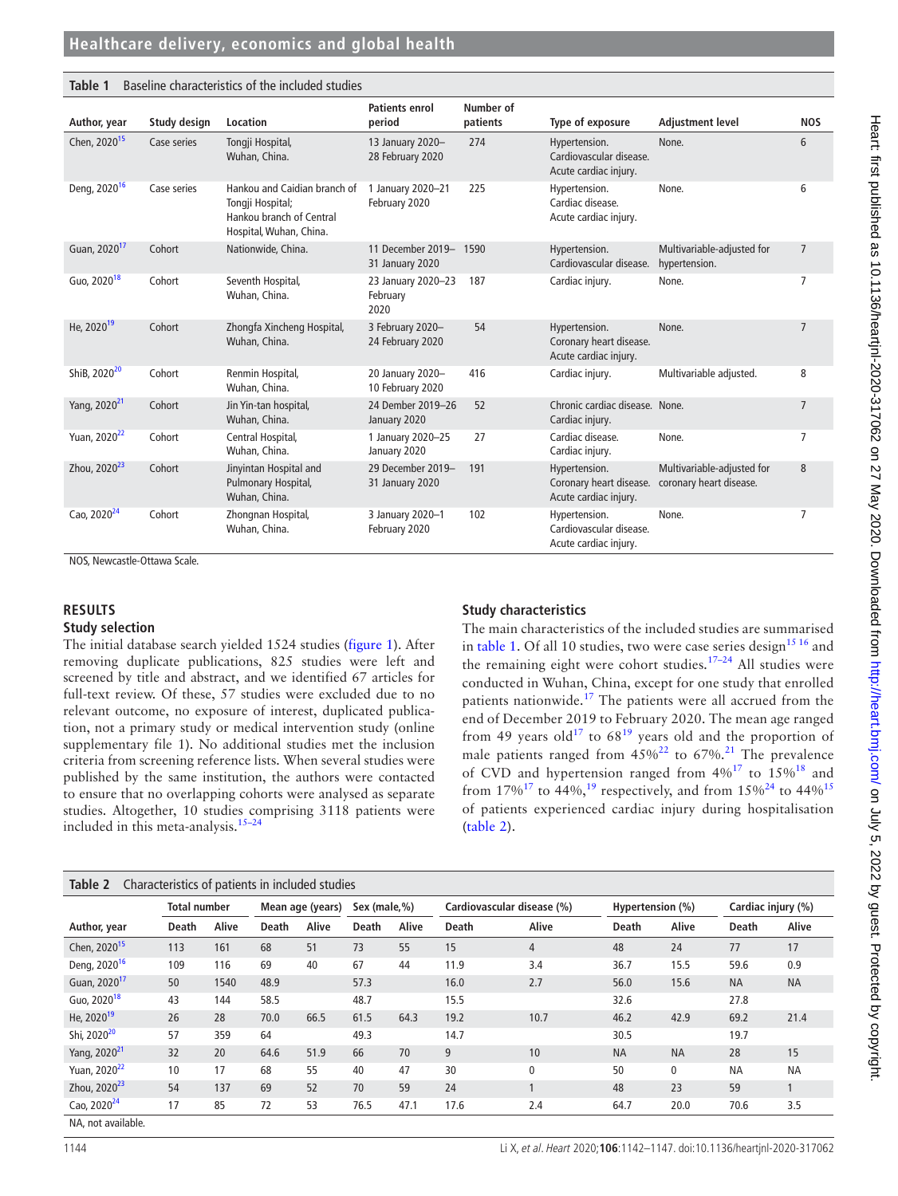**Table 1** Baseline characteristics of the included studies

| Author, year | Study design | Location | Patients enrol period | Number of patients | Type of exposure | Adjustment level | NOS |
|---|---|---|---|---|---|---|---|
| Chen, 2020[15] | Case series | Tongji Hospital, Wuhan, China. | 13 January 2020–28 February 2020 | 274 | Hypertension. Cardiovascular disease. Acute cardiac injury. | None. | 6 |
| Deng, 2020[16] | Case series | Hankou and Caidian branch of Tongji Hospital; Hankou branch of Central Hospital, Wuhan, China. | 1 January 2020–21 February 2020 | 225 | Hypertension. Cardiac disease. Acute cardiac injury. | None. | 6 |
| Guan, 2020[17] | Cohort | Nationwide, China. | 11 December 2019–31 January 2020 | 1590 | Hypertension. Cardiovascular disease. | Multivariable-adjusted for hypertension. | 7 |
| Guo, 2020[18] | Cohort | Seventh Hospital, Wuhan, China. | 23 January 2020–23 February 2020 | 187 | Cardiac injury. | None. | 7 |
| He, 2020[19] | Cohort | Zhongfa Xincheng Hospital, Wuhan, China. | 3 February 2020–24 February 2020 | 54 | Hypertension. Coronary heart disease. Acute cardiac injury. | None. | 7 |
| ShiB, 2020[20] | Cohort | Renmin Hospital, Wuhan, China. | 20 January 2020–10 February 2020 | 416 | Cardiac injury. | Multivariable adjusted. | 8 |
| Yang, 2020[21] | Cohort | Jin Yin-tan hospital, Wuhan, China. | 24 Dember 2019–26 January 2020 | 52 | Chronic cardiac disease. Cardiac injury. | None. | 7 |
| Yuan, 2020[22] | Cohort | Central Hospital, Wuhan, China. | 1 January 2020–25 January 2020 | 27 | Cardiac disease. Cardiac injury. | None. | 7 |
| Zhou, 2020[23] | Cohort | Jinyintan Hospital and Pulmonary Hospital, Wuhan, China. | 29 December 2019–31 January 2020 | 191 | Hypertension. Coronary heart disease. Acute cardiac injury. | Multivariable-adjusted for coronary heart disease. | 8 |
| Cao, 2020[24] | Cohort | Zhongnan Hospital, Wuhan, China. | 3 January 2020–1 February 2020 | 102 | Hypertension. Cardiovascular disease. Acute cardiac injury. | None. | 7 |

NOS, Newcastle-Ottawa Scale.

## RESULTS

### Study selection

The initial database search yielded 1524 studies (figure 1). After removing duplicate publications, 825 studies were left and screened by title and abstract, and we identified 67 articles for full-text review. Of these, 57 studies were excluded due to no relevant outcome, no exposure of interest, duplicated publication, not a primary study or medical intervention study (online supplementary file 1). No additional studies met the inclusion criteria from screening reference lists. When several studies were published by the same institution, the authors were contacted to ensure that no overlapping cohorts were analysed as separate studies. Altogether, 10 studies comprising 3118 patients were included in this meta-analysis.[15–24]

### Study characteristics

The main characteristics of the included studies are summarised in table 1. Of all 10 studies, two were case series design[15 16] and the remaining eight were cohort studies.[17–24] All studies were conducted in Wuhan, China, except for one study that enrolled patients nationwide.[17] The patients were all accrued from the end of December 2019 to February 2020. The mean age ranged from 49 years old[17] to 68[19] years old and the proportion of male patients ranged from 45%[22] to 67%.[21] The prevalence of CVD and hypertension ranged from 4%[17] to 15%[18] and from 17%[17] to 44%,[19] respectively, and from 15%[24] to 44%[15] of patients experienced cardiac injury during hospitalisation (table 2).

**Table 2** Characteristics of patients in included studies

| Author, year | Total number | | Mean age (years) | | Sex (male,%) | | Cardiovascular disease (%) | | Hypertension (%) | | Cardiac injury (%) | |
|---|---|---|---|---|---|---|---|---|---|---|---|---|
| | Death | Alive | Death | Alive | Death | Alive | Death | Alive | Death | Alive | Death | Alive |
| Chen, 2020[15] | 113 | 161 | 68 | 51 | 73 | 55 | 15 | 4 | 48 | 24 | 77 | 17 |
| Deng, 2020[16] | 109 | 116 | 69 | 40 | 67 | 44 | 11.9 | 3.4 | 36.7 | 15.5 | 59.6 | 0.9 |
| Guan, 2020[17] | 50 | 1540 | 48.9 | | 57.3 | | 16.0 | 2.7 | 56.0 | 15.6 | NA | NA |
| Guo, 2020[18] | 43 | 144 | 58.5 | | 48.7 | | 15.5 | | 32.6 | | 27.8 | |
| He, 2020[19] | 26 | 28 | 70.0 | 66.5 | 61.5 | 64.3 | 19.2 | 10.7 | 46.2 | 42.9 | 69.2 | 21.4 |
| Shi, 2020[20] | 57 | 359 | 64 | | 49.3 | | 14.7 | | 30.5 | | 19.7 | |
| Yang, 2020[21] | 32 | 20 | 64.6 | 51.9 | 66 | 70 | 9 | 10 | NA | NA | 28 | 15 |
| Yuan, 2020[22] | 10 | 17 | 68 | 55 | 40 | 47 | 30 | 0 | 50 | 0 | NA | NA |
| Zhou, 2020[23] | 54 | 137 | 69 | 52 | 70 | 59 | 24 | 1 | 48 | 23 | 59 | 1 |
| Cao, 2020[24] | 17 | 85 | 72 | 53 | 76.5 | 47.1 | 17.6 | 2.4 | 64.7 | 20.0 | 70.6 | 3.5 |

NA, not available.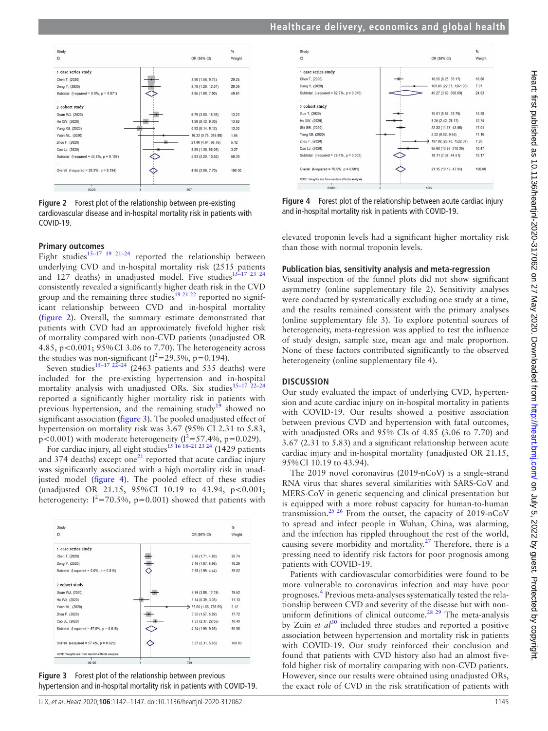Figure 2 Forest plot of the relationship between pre-existing cardiovascular disease and in-hospital mortality risk in patients with COVID-19.

### Primary outcomes

Eight studies[15–17 19 21–24] reported the relationship between underlying CVD and in-hospital mortality risk (2515 patients and 127 deaths) in unadjusted model. Five studies[15–17 23 24] consistently revealed a significantly higher death risk in the CVD group and the remaining three studies[19 21 22] reported no significant relationship between CVD and in-hospital mortality (figure 2). Overall, the summary estimate demonstrated that patients with CVD had an approximately fivefold higher risk of mortality compared with non-CVD patients (unadjusted OR 4.85, $p<0.001$; 95% CI 3.06 to 7.70). The heterogeneity across the studies was non-significant ($I^2=29.3\%$, $p=0.194$).

Seven studies[15–17 22–24] (2463 patients and 535 deaths) were included for the pre-existing hypertension and in-hospital mortality analysis with unadjusted ORs. Six studies[15–17 22–24] reported a significantly higher mortality risk in patients with previous hypertension, and the remaining study[19] showed no significant association (figure 3). The pooled unadjusted effect of hypertension on mortality risk was 3.67 (95% CI 2.31 to 5.83, $p<0.001$) with moderate heterogeneity ($I^2=57.4\%$, $p=0.029$).

For cardiac injury, all eight studies[15 16 18–21 23 24] (1429 patients and 374 deaths) except one[21] reported that acute cardiac injury was significantly associated with a high mortality risk in unadjusted model (figure 4). The pooled effect of these studies (unadjusted OR 21.15, 95% CI 10.19 to 43.94, $p<0.001$; heterogeneity: $I^2=70.5\%$, $p=0.001$) showed that patients with elevated troponin levels had a significant higher mortality risk than those with normal troponin levels.

Figure 3 Forest plot of the relationship between previous hypertension and in-hospital mortality risk in patients with COVID-19.

Figure 4 Forest plot of the relationship between acute cardiac injury and in-hospital mortality risk in patients with COVID-19.

### Publication bias, sensitivity analysis and meta-regression

Visual inspection of the funnel plots did not show significant asymmetry (online supplementary file 2). Sensitivity analyses were conducted by systematically excluding one study at a time, and the results remained consistent with the primary analyses (online supplementary file 3). To explore potential sources of heterogeneity, meta-regression was applied to test the influence of study design, sample size, mean age and male proportion. None of these factors contributed significantly to the observed heterogeneity (online supplementary file 4).

## DISCUSSION

Our study evaluated the impact of underlying CVD, hypertension and acute cardiac injury on in-hospital mortality in patients with COVID-19. Our results showed a positive association between previous CVD and hypertension with fatal outcomes, with unadjusted ORs and 95% CIs of 4.85 (3.06 to 7.70) and 3.67 (2.31 to 5.83) and a significant relationship between acute cardiac injury and in-hospital mortality (unadjusted OR 21.15, 95% CI 10.19 to 43.94).

The 2019 novel coronavirus (2019-nCoV) is a single-strand RNA virus that shares several similarities with SARS-CoV and MERS-CoV in genetic sequencing and clinical presentation but is equipped with a more robust capacity for human-to-human transmission.[25 26] From the outset, the capacity of 2019-nCoV to spread and infect people in Wuhan, China, was alarming, and the infection has rippled throughout the rest of the world, causing severe morbidity and mortality.[27] Therefore, there is a pressing need to identify risk factors for poor prognosis among patients with COVID-19.

Patients with cardiovascular comorbidities were found to be more vulnerable to coronavirus infection and may have poor prognoses.[4] Previous meta-analyses systematically tested the relationship between CVD and severity of the disease but with non-uniform definitions of clinical outcome.[28 29] The meta-analysis by Zuin *et al*[30] included three studies and reported a positive association between hypertension and mortality risk in patients with COVID-19. Our study reinforced their conclusion and found that patients with CVD history also had an almost fivefold higher risk of mortality comparing with non-CVD patients. However, since our results were obtained using unadjusted ORs, the exact role of CVD in the risk stratification of patients with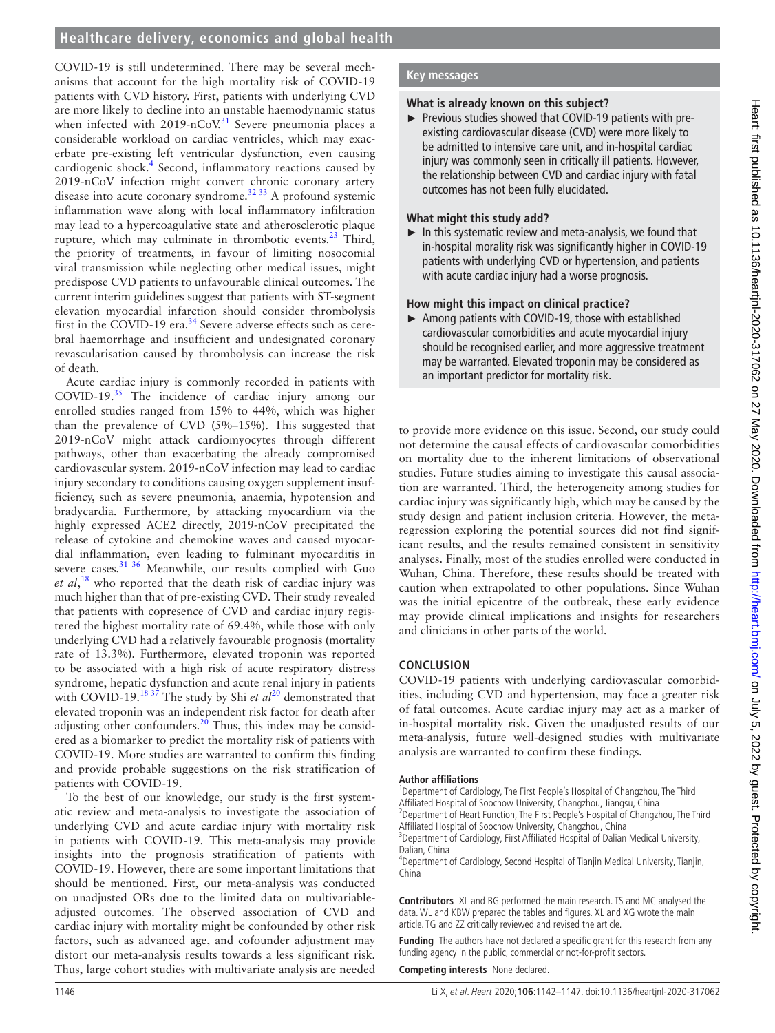COVID-19 is still undetermined. There may be several mechanisms that account for the high mortality risk of COVID-19 patients with CVD history. First, patients with underlying CVD are more likely to decline into an unstable haemodynamic status when infected with 2019-nCoV.[31] Severe pneumonia places a considerable workload on cardiac ventricles, which may exacerbate pre-existing left ventricular dysfunction, even causing cardiogenic shock.[4] Second, inflammatory reactions caused by 2019-nCoV infection might convert chronic coronary artery disease into acute coronary syndrome.[32 33] A profound systemic inflammation wave along with local inflammatory infiltration may lead to a hypercoagulative state and atherosclerotic plaque rupture, which may culminate in thrombotic events.[23] Third, the priority of treatments, in favour of limiting nosocomial viral transmission while neglecting other medical issues, might predispose CVD patients to unfavourable clinical outcomes. The current interim guidelines suggest that patients with ST-segment elevation myocardial infarction should consider thrombolysis first in the COVID-19 era.[34] Severe adverse effects such as cerebral haemorrhage and insufficient and undesignated coronary revascularisation caused by thrombolysis can increase the risk of death.

Acute cardiac injury is commonly recorded in patients with COVID-19.[35] The incidence of cardiac injury among our enrolled studies ranged from 15% to 44%, which was higher than the prevalence of CVD (5%–15%). This suggested that 2019-nCoV might attack cardiomyocytes through different pathways, other than exacerbating the already compromised cardiovascular system. 2019-nCoV infection may lead to cardiac injury secondary to conditions causing oxygen supplement insufficiency, such as severe pneumonia, anaemia, hypotension and bradycardia. Furthermore, by attacking myocardium via the highly expressed ACE2 directly, 2019-nCoV precipitated the release of cytokine and chemokine waves and caused myocardial inflammation, even leading to fulminant myocarditis in severe cases.[31 36] Meanwhile, our results complied with Guo *et al*,[18] who reported that the death risk of cardiac injury was much higher than that of pre-existing CVD. Their study revealed that patients with copresence of CVD and cardiac injury registered the highest mortality rate of 69.4%, while those with only underlying CVD had a relatively favourable prognosis (mortality rate of 13.3%). Furthermore, elevated troponin was reported to be associated with a high risk of acute respiratory distress syndrome, hepatic dysfunction and acute renal injury in patients with COVID-19.[18 37] The study by Shi *et al*[20] demonstrated that elevated troponin was an independent risk factor for death after adjusting other confounders.[20] Thus, this index may be considered as a biomarker to predict the mortality risk of patients with COVID-19. More studies are warranted to confirm this finding and provide probable suggestions on the risk stratification of patients with COVID-19.

To the best of our knowledge, our study is the first systematic review and meta-analysis to investigate the association of underlying CVD and acute cardiac injury with mortality risk in patients with COVID-19. This meta-analysis may provide insights into the prognosis stratification of patients with COVID-19. However, there are some important limitations that should be mentioned. First, our meta-analysis was conducted on unadjusted ORs due to the limited data on multivariable-adjusted outcomes. The observed association of CVD and cardiac injury with mortality might be confounded by other risk factors, such as advanced age, and cofounder adjustment may distort our meta-analysis results towards a less significant risk. Thus, large cohort studies with multivariate analysis are needed to provide more evidence on this issue. Second, our study could not determine the causal effects of cardiovascular comorbidities on mortality due to the inherent limitations of observational studies. Future studies aiming to investigate this causal association are warranted. Third, the heterogeneity among studies for cardiac injury was significantly high, which may be caused by the study design and patient inclusion criteria. However, the meta-regression exploring the potential sources did not find significant results, and the results remained consistent in sensitivity analyses. Finally, most of the studies enrolled were conducted in Wuhan, China. Therefore, these results should be treated with caution when extrapolated to other populations. Since Wuhan was the initial epicentre of the outbreak, these early evidence may provide clinical implications and insights for researchers and clinicians in other parts of the world.

## Key messages

### What is already known on this subject?

- Previous studies showed that COVID-19 patients with pre-existing cardiovascular disease (CVD) were more likely to be admitted to intensive care unit, and in-hospital cardiac injury was commonly seen in critically ill patients. However, the relationship between CVD and cardiac injury with fatal outcomes has not been fully elucidated.

### What might this study add?

- In this systematic review and meta-analysis, we found that in-hospital morality risk was significantly higher in COVID-19 patients with underlying CVD or hypertension, and patients with acute cardiac injury had a worse prognosis.

### How might this impact on clinical practice?

- Among patients with COVID-19, those with established cardiovascular comorbidities and acute myocardial injury should be recognised earlier, and more aggressive treatment may be warranted. Elevated troponin may be considered as an important predictor for mortality risk.

## CONCLUSION

COVID-19 patients with underlying cardiovascular comorbidities, including CVD and hypertension, may face a greater risk of fatal outcomes. Acute cardiac injury may act as a marker of in-hospital mortality risk. Given the unadjusted results of our meta-analysis, future well-designed studies with multivariate analysis are warranted to confirm these findings.

**Author affiliations**
[1]Department of Cardiology, The First People's Hospital of Changzhou, The Third Affiliated Hospital of Soochow University, Changzhou, Jiangsu, China
[2]Department of Heart Function, The First People's Hospital of Changzhou, The Third Affiliated Hospital of Soochow University, Changzhou, China
[3]Department of Cardiology, First Affiliated Hospital of Dalian Medical University, Dalian, China
[4]Department of Cardiology, Second Hospital of Tianjin Medical University, Tianjin, China

**Contributors** XL and BG performed the main research. TS and MC analysed the data. WL and KBW prepared the tables and figures. XL and XG wrote the main article. TG and ZZ critically reviewed and revised the article.

**Funding** The authors have not declared a specific grant for this research from any funding agency in the public, commercial or not-for-profit sectors.

**Competing interests** None declared.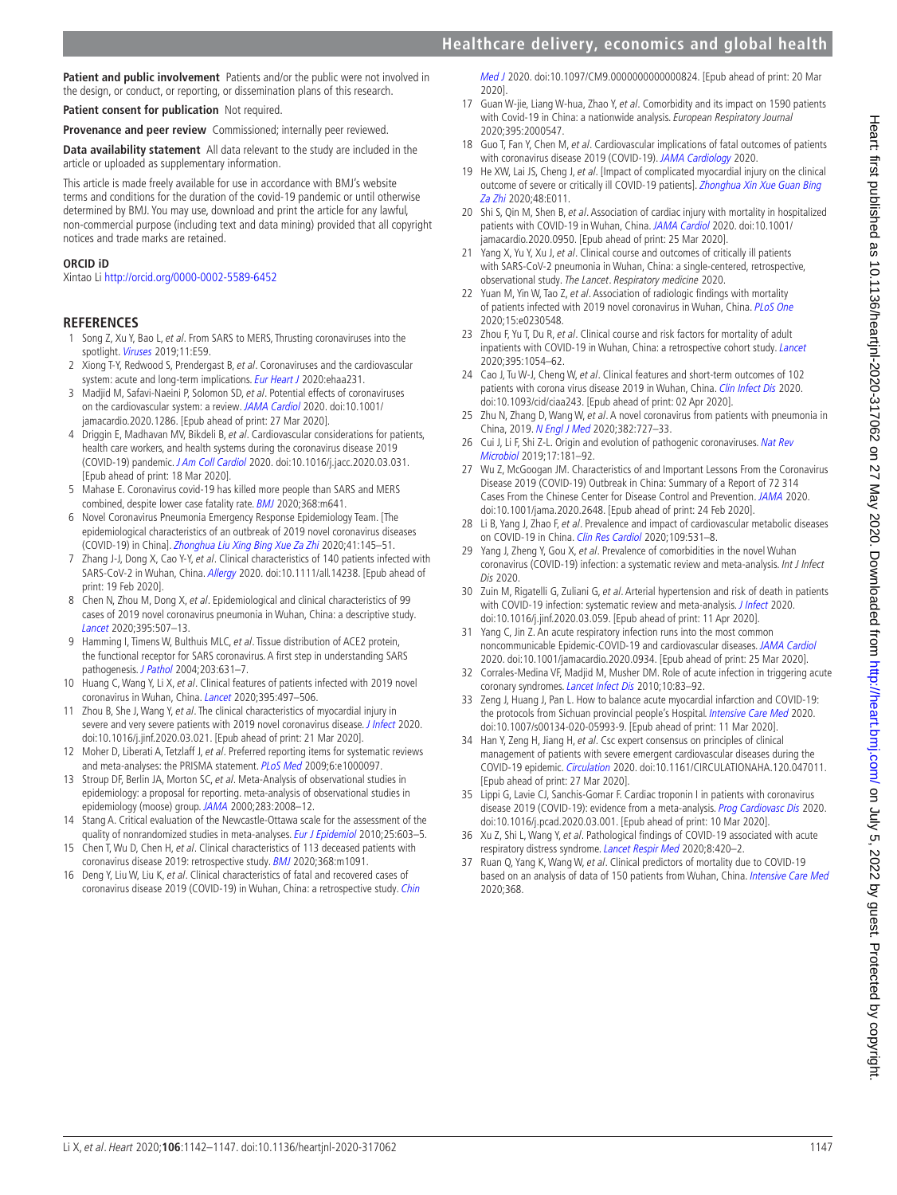**Patient and public involvement** Patients and/or the public were not involved in the design, or conduct, or reporting, or dissemination plans of this research.

**Patient consent for publication** Not required.

**Provenance and peer review** Commissioned; internally peer reviewed.

**Data availability statement** All data relevant to the study are included in the article or uploaded as supplementary information.

This article is made freely available for use in accordance with BMJ's website terms and conditions for the duration of the covid-19 pandemic or until otherwise determined by BMJ. You may use, download and print the article for any lawful, non-commercial purpose (including text and data mining) provided that all copyright notices and trade marks are retained.

**ORCID iD**

Xintao Li http://orcid.org/0000-0002-5589-6452

## REFERENCES

1. Song Z, Xu Y, Bao L, *et al*. From SARS to MERS, Thrusting coronaviruses into the spotlight. *Viruses* 2019;11:E59.
2. Xiong T-Y, Redwood S, Prendergast B, *et al*. Coronaviruses and the cardiovascular system: acute and long-term implications. *Eur Heart J* 2020:ehaa231.
3. Madjid M, Safavi-Naeini P, Solomon SD, *et al*. Potential effects of coronaviruses on the cardiovascular system: a review. *JAMA Cardiol* 2020. doi:10.1001/jamacardio.2020.1286. [Epub ahead of print: 27 Mar 2020].
4. Driggin E, Madhavan MV, Bikdeli B, *et al*. Cardiovascular considerations for patients, health care workers, and health systems during the coronavirus disease 2019 (COVID-19) pandemic. *J Am Coll Cardiol* 2020. doi:10.1016/j.jacc.2020.03.031. [Epub ahead of print: 18 Mar 2020].
5. Mahase E. Coronavirus covid-19 has killed more people than SARS and MERS combined, despite lower case fatality rate. *BMJ* 2020;368:m641.
6. Novel Coronavirus Pneumonia Emergency Response Epidemiology Team. [The epidemiological characteristics of an outbreak of 2019 novel coronavirus diseases (COVID-19) in China]. *Zhonghua Liu Xing Bing Xue Za Zhi* 2020;41:145–51.
7. Zhang J-J, Dong X, Cao Y-Y, *et al*. Clinical characteristics of 140 patients infected with SARS-CoV-2 in Wuhan, China. *Allergy* 2020. doi:10.1111/all.14238. [Epub ahead of print: 19 Feb 2020].
8. Chen N, Zhou M, Dong X, *et al*. Epidemiological and clinical characteristics of 99 cases of 2019 novel coronavirus pneumonia in Wuhan, China: a descriptive study. *Lancet* 2020;395:507–13.
9. Hamming I, Timens W, Bulthuis MLC, *et al*. Tissue distribution of ACE2 protein, the functional receptor for SARS coronavirus. A first step in understanding SARS pathogenesis. *J Pathol* 2004;203:631–7.
10. Huang C, Wang Y, Li X, *et al*. Clinical features of patients infected with 2019 novel coronavirus in Wuhan, China. *Lancet* 2020;395:497–506.
11. Zhou B, She J, Wang Y, *et al*. The clinical characteristics of myocardial injury in severe and very severe patients with 2019 novel coronavirus disease. *J Infect* 2020. doi:10.1016/j.jinf.2020.03.021. [Epub ahead of print: 21 Mar 2020].
12. Moher D, Liberati A, Tetzlaff J, *et al*. Preferred reporting items for systematic reviews and meta-analyses: the PRISMA statement. *PLoS Med* 2009;6:e1000097.
13. Stroup DF, Berlin JA, Morton SC, *et al*. Meta-Analysis of observational studies in epidemiology: a proposal for reporting. meta-analysis of observational studies in epidemiology (moose) group. *JAMA* 2000;283:2008–12.
14. Stang A. Critical evaluation of the Newcastle-Ottawa scale for the assessment of the quality of nonrandomized studies in meta-analyses. *Eur J Epidemiol* 2010;25:603–5.
15. Chen T, Wu D, Chen H, *et al*. Clinical characteristics of 113 deceased patients with coronavirus disease 2019: retrospective study. *BMJ* 2020;368:m1091.
16. Deng Y, Liu W, Liu K, *et al*. Clinical characteristics of fatal and recovered cases of coronavirus disease 2019 (COVID-19) in Wuhan, China: a retrospective study. *Chin Med J* 2020. doi:10.1097/CM9.0000000000000824. [Epub ahead of print: 20 Mar 2020].
17. Guan W-jie, Liang W-hua, Zhao Y, *et al*. Comorbidity and its impact on 1590 patients with Covid-19 in China: a nationwide analysis. *European Respiratory Journal* 2020;395:2000547.
18. Guo T, Fan Y, Chen M, *et al*. Cardiovascular implications of fatal outcomes of patients with coronavirus disease 2019 (COVID-19). *JAMA Cardiology* 2020.
19. He XW, Lai JS, Cheng J, *et al*. [Impact of complicated myocardial injury on the clinical outcome of severe or critically ill COVID-19 patients]. *Zhonghua Xin Xue Guan Bing Za Zhi* 2020;48:E011.
20. Shi S, Qin M, Shen B, *et al*. Association of cardiac injury with mortality in hospitalized patients with COVID-19 in Wuhan, China. *JAMA Cardiol* 2020. doi:10.1001/jamacardio.2020.0950. [Epub ahead of print: 25 Mar 2020].
21. Yang X, Yu Y, Xu J, *et al*. Clinical course and outcomes of critically ill patients with SARS-CoV-2 pneumonia in Wuhan, China: a single-centered, retrospective, observational study. *The Lancet*. *Respiratory medicine* 2020.
22. Yuan M, Yin W, Tao Z, *et al*. Association of radiologic findings with mortality of patients infected with 2019 novel coronavirus in Wuhan, China. *PLoS One* 2020;15:e0230548.
23. Zhou F, Yu T, Du R, *et al*. Clinical course and risk factors for mortality of adult inpatients with COVID-19 in Wuhan, China: a retrospective cohort study. *Lancet* 2020;395:1054–62.
24. Cao J, Tu W-J, Cheng W, *et al*. Clinical features and short-term outcomes of 102 patients with corona virus disease 2019 in Wuhan, China. *Clin Infect Dis* 2020. doi:10.1093/cid/ciaa243. [Epub ahead of print: 02 Apr 2020].
25. Zhu N, Zhang D, Wang W, *et al*. A novel coronavirus from patients with pneumonia in China, 2019. *N Engl J Med* 2020;382:727–33.
26. Cui J, Li F, Shi Z-L. Origin and evolution of pathogenic coronaviruses. *Nat Rev Microbiol* 2019;17:181–92.
27. Wu Z, McGoogan JM. Characteristics of and Important Lessons From the Coronavirus Disease 2019 (COVID-19) Outbreak in China: Summary of a Report of 72 314 Cases From the Chinese Center for Disease Control and Prevention. *JAMA* 2020. doi:10.1001/jama.2020.2648. [Epub ahead of print: 24 Feb 2020].
28. Li B, Yang J, Zhao F, *et al*. Prevalence and impact of cardiovascular metabolic diseases on COVID-19 in China. *Clin Res Cardiol* 2020;109:531–8.
29. Yang J, Zheng Y, Gou X, *et al*. Prevalence of comorbidities in the novel Wuhan coronavirus (COVID-19) infection: a systematic review and meta-analysis. *Int J Infect Dis* 2020.
30. Zuin M, Rigatelli G, Zuliani G, *et al*. Arterial hypertension and risk of death in patients with COVID-19 infection: systematic review and meta-analysis. *J Infect* 2020. doi:10.1016/j.jinf.2020.03.059. [Epub ahead of print: 11 Apr 2020].
31. Yang C, Jin Z. An acute respiratory infection runs into the most common noncommunicable Epidemic-COVID-19 and cardiovascular diseases. *JAMA Cardiol* 2020. doi:10.1001/jamacardio.2020.0934. [Epub ahead of print: 25 Mar 2020].
32. Corrales-Medina VF, Madjid M, Musher DM. Role of acute infection in triggering acute coronary syndromes. *Lancet Infect Dis* 2010;10:83–92.
33. Zeng J, Huang J, Pan L. How to balance acute myocardial infarction and COVID-19: the protocols from Sichuan provincial people's Hospital. *Intensive Care Med* 2020. doi:10.1007/s00134-020-05993-9. [Epub ahead of print: 11 Mar 2020].
34. Han Y, Zeng H, Jiang H, *et al*. Csc expert consensus on principles of clinical management of patients with severe emergent cardiovascular diseases during the COVID-19 epidemic. *Circulation* 2020. doi:10.1161/CIRCULATIONAHA.120.047011. [Epub ahead of print: 27 Mar 2020].
35. Lippi G, Lavie CJ, Sanchis-Gomar F. Cardiac troponin I in patients with coronavirus disease 2019 (COVID-19): evidence from a meta-analysis. *Prog Cardiovasc Dis* 2020. doi:10.1016/j.pcad.2020.03.001. [Epub ahead of print: 10 Mar 2020].
36. Xu Z, Shi L, Wang Y, *et al*. Pathological findings of COVID-19 associated with acute respiratory distress syndrome. *Lancet Respir Med* 2020;8:420–2.
37. Ruan Q, Yang K, Wang W, *et al*. Clinical predictors of mortality due to COVID-19 based on an analysis of data of 150 patients from Wuhan, China. *Intensive Care Med* 2020;368.